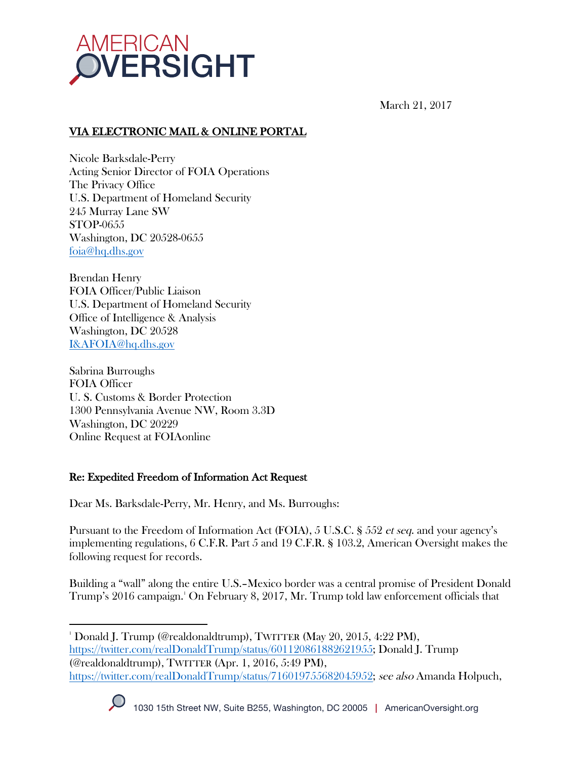# AMERICAN OVERSIGHT

March 21, 2017

**VIA ELECTRONIC MAIL & ONLINE PORTAL**

Nicole Barksdale-Perry
Acting Senior Director of FOIA Operations
The Privacy Office
U.S. Department of Homeland Security
245 Murray Lane SW
STOP-0655
Washington, DC 20528-0655
foia@hq.dhs.gov

Brendan Henry
FOIA Officer/Public Liaison
U.S. Department of Homeland Security
Office of Intelligence & Analysis
Washington, DC 20528
I&AFOIA@hq.dhs.gov

Sabrina Burroughs
FOIA Officer
U. S. Customs & Border Protection
1300 Pennsylvania Avenue NW, Room 3.3D
Washington, DC 20229
Online Request at FOIAonline

**Re: Expedited Freedom of Information Act Request**

Dear Ms. Barksdale-Perry, Mr. Henry, and Ms. Burroughs:

Pursuant to the Freedom of Information Act (FOIA), 5 U.S.C. § 552 *et seq.* and your agency's implementing regulations, 6 C.F.R. Part 5 and 19 C.F.R. § 103.2, American Oversight makes the following request for records.

Building a "wall" along the entire U.S.–Mexico border was a central promise of President Donald Trump's 2016 campaign.[1] On February 8, 2017, Mr. Trump told law enforcement officials that

---

[1] Donald J. Trump (@realdonaldtrump), TWITTER (May 20, 2015, 4:22 PM), https://twitter.com/realDonaldTrump/status/601120861882621955; Donald J. Trump (@realdonaldtrump), TWITTER (Apr. 1, 2016, 5:49 PM), https://twitter.com/realDonaldTrump/status/716019755682045952; *see also* Amanda Holpuch,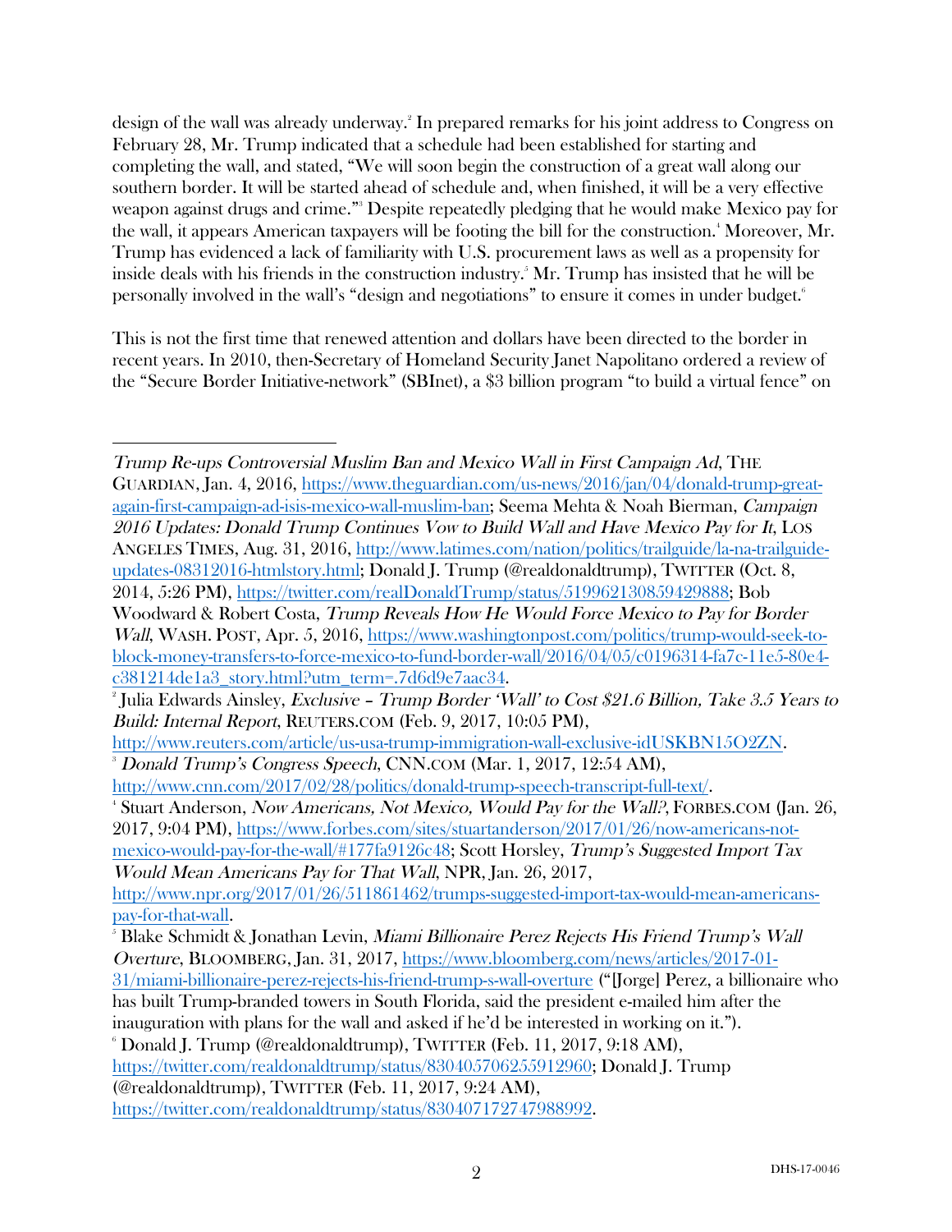design of the wall was already underway.[2] In prepared remarks for his joint address to Congress on February 28, Mr. Trump indicated that a schedule had been established for starting and completing the wall, and stated, "We will soon begin the construction of a great wall along our southern border. It will be started ahead of schedule and, when finished, it will be a very effective weapon against drugs and crime."[3] Despite repeatedly pledging that he would make Mexico pay for the wall, it appears American taxpayers will be footing the bill for the construction.[4] Moreover, Mr. Trump has evidenced a lack of familiarity with U.S. procurement laws as well as a propensity for inside deals with his friends in the construction industry.[5] Mr. Trump has insisted that he will be personally involved in the wall's "design and negotiations" to ensure it comes in under budget.[6]

This is not the first time that renewed attention and dollars have been directed to the border in recent years. In 2010, then-Secretary of Homeland Security Janet Napolitano ordered a review of the "Secure Border Initiative-network" (SBInet), a $3 billion program "to build a virtual fence" on

---

*Trump Re-ups Controversial Muslim Ban and Mexico Wall in First Campaign Ad*, THE GUARDIAN, Jan. 4, 2016, https://www.theguardian.com/us-news/2016/jan/04/donald-trump-great-again-first-campaign-ad-isis-mexico-wall-muslim-ban; Seema Mehta & Noah Bierman, *Campaign 2016 Updates: Donald Trump Continues Vow to Build Wall and Have Mexico Pay for It*, LOS ANGELES TIMES, Aug. 31, 2016, http://www.latimes.com/nation/politics/trailguide/la-na-trailguide-updates-08312016-htmlstory.html; Donald J. Trump (@realdonaldtrump), TWITTER (Oct. 8, 2014, 5:26 PM), https://twitter.com/realDonaldTrump/status/519962130859429888; Bob Woodward & Robert Costa, *Trump Reveals How He Would Force Mexico to Pay for Border Wall*, WASH. POST, Apr. 5, 2016, https://www.washingtonpost.com/politics/trump-would-seek-to-block-money-transfers-to-force-mexico-to-fund-border-wall/2016/04/05/c0196314-fa7c-11e5-80e4-c381214de1a3_story.html?utm_term=.7d6d9e7aac34.

[2] Julia Edwards Ainsley, *Exclusive – Trump Border 'Wall' to Cost $21.6 Billion, Take 3.5 Years to Build: Internal Report*, REUTERS.COM (Feb. 9, 2017, 10:05 PM), http://www.reuters.com/article/us-usa-trump-immigration-wall-exclusive-idUSKBN15O2ZN.

[3] *Donald Trump's Congress Speech*, CNN.COM (Mar. 1, 2017, 12:54 AM), http://www.cnn.com/2017/02/28/politics/donald-trump-speech-transcript-full-text/.

[4] Stuart Anderson, *Now Americans, Not Mexico, Would Pay for the Wall?*, FORBES.COM (Jan. 26, 2017, 9:04 PM), https://www.forbes.com/sites/stuartanderson/2017/01/26/now-americans-not-mexico-would-pay-for-the-wall/#177fa9126c48; Scott Horsley, *Trump's Suggested Import Tax Would Mean Americans Pay for That Wall*, NPR, Jan. 26, 2017, http://www.npr.org/2017/01/26/511861462/trumps-suggested-import-tax-would-mean-americans-pay-for-that-wall.

[5] Blake Schmidt & Jonathan Levin, *Miami Billionaire Perez Rejects His Friend Trump's Wall Overture*, BLOOMBERG, Jan. 31, 2017, https://www.bloomberg.com/news/articles/2017-01-31/miami-billionaire-perez-rejects-his-friend-trump-s-wall-overture ("[Jorge] Perez, a billionaire who has built Trump-branded towers in South Florida, said the president e-mailed him after the inauguration with plans for the wall and asked if he'd be interested in working on it.").

[6] Donald J. Trump (@realdonaldtrump), TWITTER (Feb. 11, 2017, 9:18 AM), https://twitter.com/realdonaldtrump/status/830405706255912960; Donald J. Trump (@realdonaldtrump), TWITTER (Feb. 11, 2017, 9:24 AM), https://twitter.com/realdonaldtrump/status/830407172747988992.

DHS-17-0046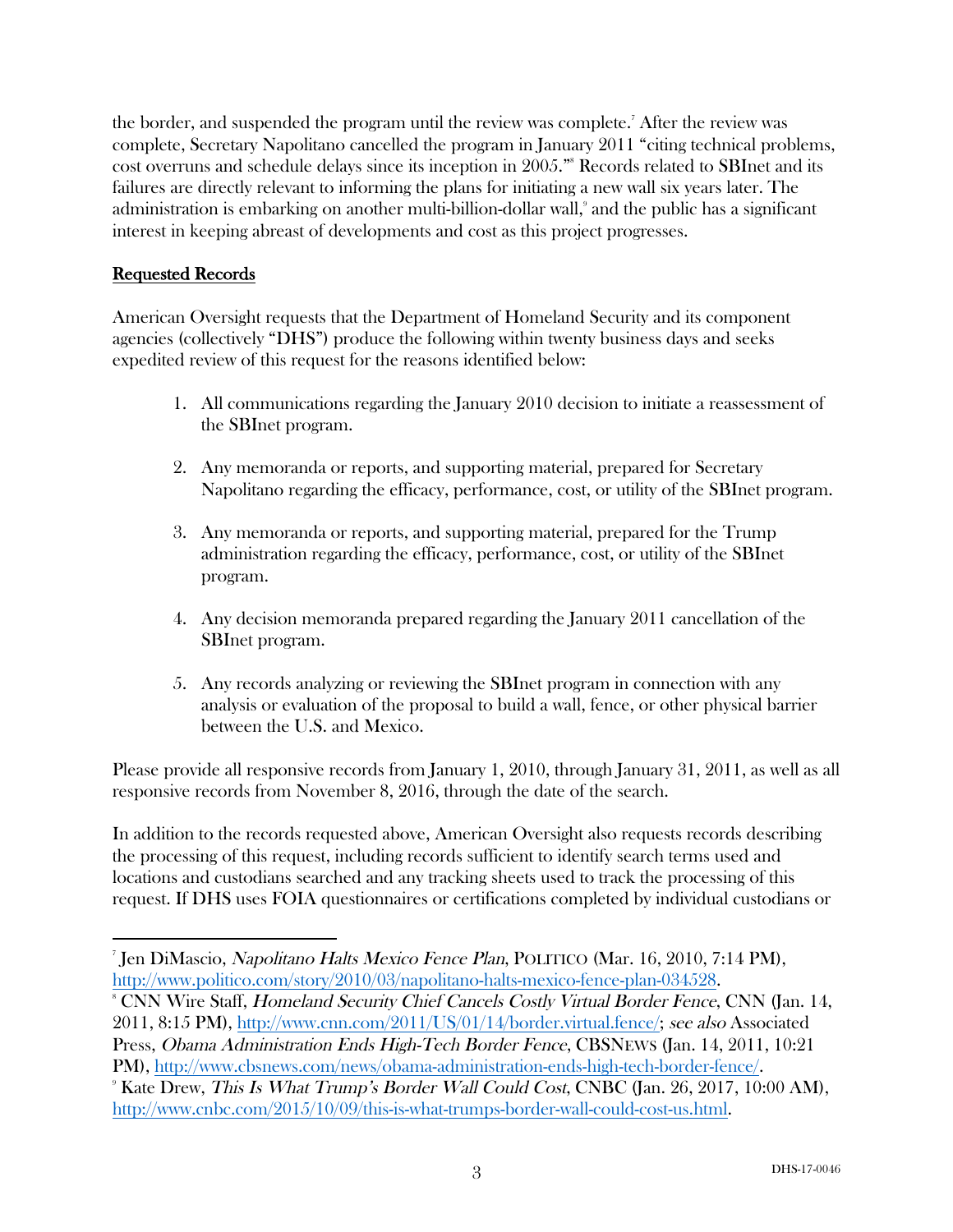the border, and suspended the program until the review was complete.[7] After the review was complete, Secretary Napolitano cancelled the program in January 2011 "citing technical problems, cost overruns and schedule delays since its inception in 2005."[8] Records related to SBInet and its failures are directly relevant to informing the plans for initiating a new wall six years later. The administration is embarking on another multi-billion-dollar wall,[9] and the public has a significant interest in keeping abreast of developments and cost as this project progresses.

## Requested Records

American Oversight requests that the Department of Homeland Security and its component agencies (collectively "DHS") produce the following within twenty business days and seeks expedited review of this request for the reasons identified below:

1. All communications regarding the January 2010 decision to initiate a reassessment of the SBInet program.
2. Any memoranda or reports, and supporting material, prepared for Secretary Napolitano regarding the efficacy, performance, cost, or utility of the SBInet program.
3. Any memoranda or reports, and supporting material, prepared for the Trump administration regarding the efficacy, performance, cost, or utility of the SBInet program.
4. Any decision memoranda prepared regarding the January 2011 cancellation of the SBInet program.
5. Any records analyzing or reviewing the SBInet program in connection with any analysis or evaluation of the proposal to build a wall, fence, or other physical barrier between the U.S. and Mexico.

Please provide all responsive records from January 1, 2010, through January 31, 2011, as well as all responsive records from November 8, 2016, through the date of the search.

In addition to the records requested above, American Oversight also requests records describing the processing of this request, including records sufficient to identify search terms used and locations and custodians searched and any tracking sheets used to track the processing of this request. If DHS uses FOIA questionnaires or certifications completed by individual custodians or

---

[7] Jen DiMascio, *Napolitano Halts Mexico Fence Plan*, POLITICO (Mar. 16, 2010, 7:14 PM), http://www.politico.com/story/2010/03/napolitano-halts-mexico-fence-plan-034528.

[8] CNN Wire Staff, *Homeland Security Chief Cancels Costly Virtual Border Fence*, CNN (Jan. 14, 2011, 8:15 PM), http://www.cnn.com/2011/US/01/14/border.virtual.fence/; *see also* Associated Press, *Obama Administration Ends High-Tech Border Fence*, CBSNEWS (Jan. 14, 2011, 10:21 PM), http://www.cbsnews.com/news/obama-administration-ends-high-tech-border-fence/.

[9] Kate Drew, *This Is What Trump's Border Wall Could Cost*, CNBC (Jan. 26, 2017, 10:00 AM), http://www.cnbc.com/2015/10/09/this-is-what-trumps-border-wall-could-cost-us.html.

DHS-17-0046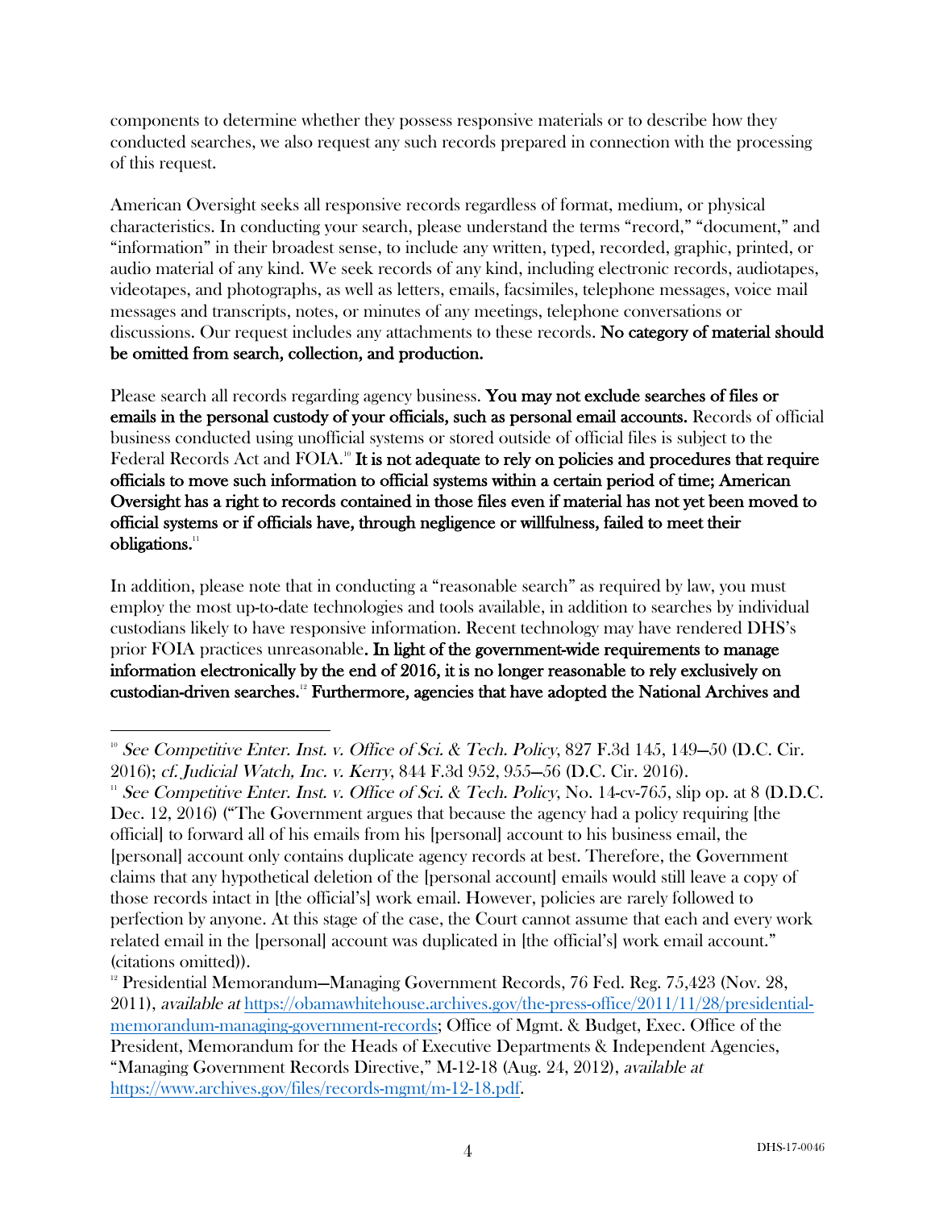components to determine whether they possess responsive materials or to describe how they conducted searches, we also request any such records prepared in connection with the processing of this request.

American Oversight seeks all responsive records regardless of format, medium, or physical characteristics. In conducting your search, please understand the terms "record," "document," and "information" in their broadest sense, to include any written, typed, recorded, graphic, printed, or audio material of any kind. We seek records of any kind, including electronic records, audiotapes, videotapes, and photographs, as well as letters, emails, facsimiles, telephone messages, voice mail messages and transcripts, notes, or minutes of any meetings, telephone conversations or discussions. Our request includes any attachments to these records. **No category of material should be omitted from search, collection, and production.**

Please search all records regarding agency business. **You may not exclude searches of files or emails in the personal custody of your officials, such as personal email accounts.** Records of official business conducted using unofficial systems or stored outside of official files is subject to the Federal Records Act and FOIA.[10] **It is not adequate to rely on policies and procedures that require officials to move such information to official systems within a certain period of time; American Oversight has a right to records contained in those files even if material has not yet been moved to official systems or if officials have, through negligence or willfulness, failed to meet their obligations.**[11]

In addition, please note that in conducting a "reasonable search" as required by law, you must employ the most up-to-date technologies and tools available, in addition to searches by individual custodians likely to have responsive information. Recent technology may have rendered DHS's prior FOIA practices unreasonable. **In light of the government-wide requirements to manage information electronically by the end of 2016, it is no longer reasonable to rely exclusively on custodian-driven searches.**[12] **Furthermore, agencies that have adopted the National Archives and**

---

[10] *See Competitive Enter. Inst. v. Office of Sci. & Tech. Policy*, 827 F.3d 145, 149–50 (D.C. Cir. 2016); *cf. Judicial Watch, Inc. v. Kerry*, 844 F.3d 952, 955–56 (D.C. Cir. 2016).

[11] *See Competitive Enter. Inst. v. Office of Sci. & Tech. Policy*, No. 14-cv-765, slip op. at 8 (D.D.C. Dec. 12, 2016) ("The Government argues that because the agency had a policy requiring [the official] to forward all of his emails from his [personal] account to his business email, the [personal] account only contains duplicate agency records at best. Therefore, the Government claims that any hypothetical deletion of the [personal account] emails would still leave a copy of those records intact in [the official's] work email. However, policies are rarely followed to perfection by anyone. At this stage of the case, the Court cannot assume that each and every work related email in the [personal] account was duplicated in [the official's] work email account." (citations omitted)).

[12] Presidential Memorandum—Managing Government Records, 76 Fed. Reg. 75,423 (Nov. 28, 2011), *available at* https://obamawhitehouse.archives.gov/the-press-office/2011/11/28/presidential-memorandum-managing-government-records; Office of Mgmt. & Budget, Exec. Office of the President, Memorandum for the Heads of Executive Departments & Independent Agencies, "Managing Government Records Directive," M-12-18 (Aug. 24, 2012), *available at* https://www.archives.gov/files/records-mgmt/m-12-18.pdf.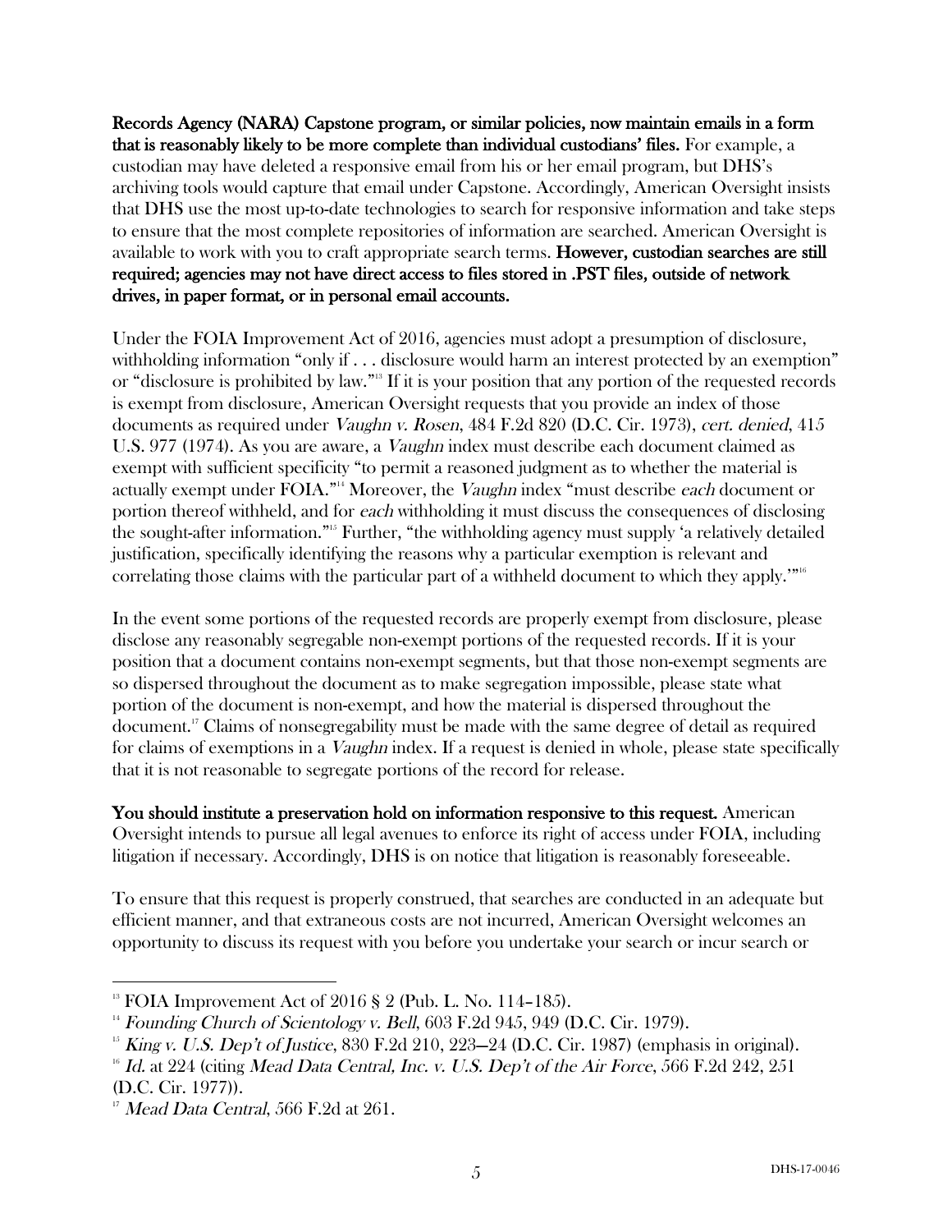**Records Agency (NARA) Capstone program, or similar policies, now maintain emails in a form that is reasonably likely to be more complete than individual custodians' files.** For example, a custodian may have deleted a responsive email from his or her email program, but DHS's archiving tools would capture that email under Capstone. Accordingly, American Oversight insists that DHS use the most up-to-date technologies to search for responsive information and take steps to ensure that the most complete repositories of information are searched. American Oversight is available to work with you to craft appropriate search terms. **However, custodian searches are still required; agencies may not have direct access to files stored in .PST files, outside of network drives, in paper format, or in personal email accounts.**

Under the FOIA Improvement Act of 2016, agencies must adopt a presumption of disclosure, withholding information "only if . . . disclosure would harm an interest protected by an exemption" or "disclosure is prohibited by law."[13] If it is your position that any portion of the requested records is exempt from disclosure, American Oversight requests that you provide an index of those documents as required under *Vaughn v. Rosen*, 484 F.2d 820 (D.C. Cir. 1973), *cert. denied*, 415 U.S. 977 (1974). As you are aware, a *Vaughn* index must describe each document claimed as exempt with sufficient specificity "to permit a reasoned judgment as to whether the material is actually exempt under FOIA."[14] Moreover, the *Vaughn* index "must describe *each* document or portion thereof withheld, and for *each* withholding it must discuss the consequences of disclosing the sought-after information."[15] Further, "the withholding agency must supply 'a relatively detailed justification, specifically identifying the reasons why a particular exemption is relevant and correlating those claims with the particular part of a withheld document to which they apply.'"[16]

In the event some portions of the requested records are properly exempt from disclosure, please disclose any reasonably segregable non-exempt portions of the requested records. If it is your position that a document contains non-exempt segments, but that those non-exempt segments are so dispersed throughout the document as to make segregation impossible, please state what portion of the document is non-exempt, and how the material is dispersed throughout the document.[17] Claims of nonsegregability must be made with the same degree of detail as required for claims of exemptions in a *Vaughn* index. If a request is denied in whole, please state specifically that it is not reasonable to segregate portions of the record for release.

**You should institute a preservation hold on information responsive to this request.** American Oversight intends to pursue all legal avenues to enforce its right of access under FOIA, including litigation if necessary. Accordingly, DHS is on notice that litigation is reasonably foreseeable.

To ensure that this request is properly construed, that searches are conducted in an adequate but efficient manner, and that extraneous costs are not incurred, American Oversight welcomes an opportunity to discuss its request with you before you undertake your search or incur search or

---

[13] FOIA Improvement Act of 2016 § 2 (Pub. L. No. 114–185).

[14] *Founding Church of Scientology v. Bell*, 603 F.2d 945, 949 (D.C. Cir. 1979).

[15] *King v. U.S. Dep't of Justice*, 830 F.2d 210, 223–24 (D.C. Cir. 1987) (emphasis in original).

[16] *Id.* at 224 (citing *Mead Data Central, Inc. v. U.S. Dep't of the Air Force*, 566 F.2d 242, 251 (D.C. Cir. 1977)).

[17] *Mead Data Central*, 566 F.2d at 261.

DHS-17-0046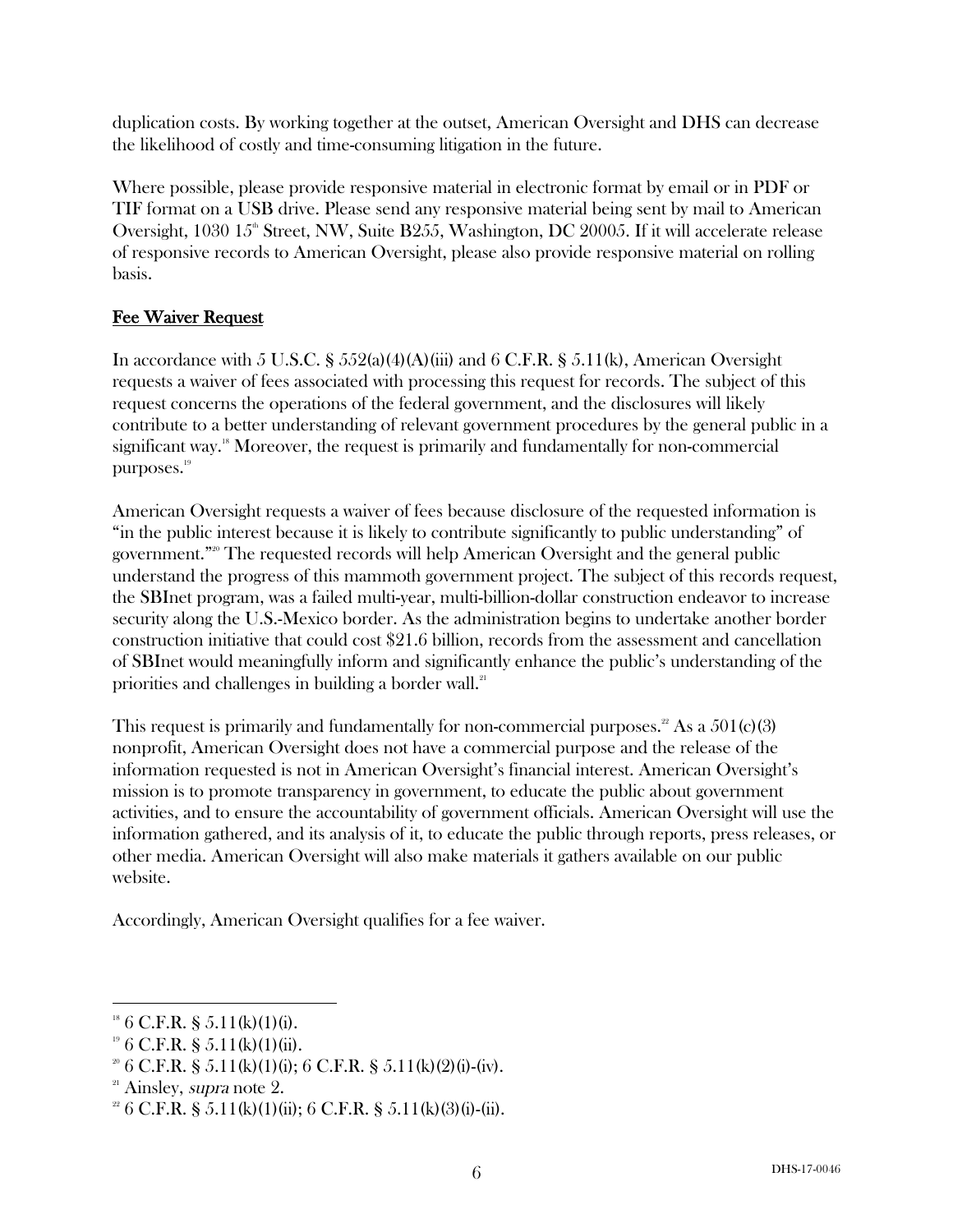duplication costs. By working together at the outset, American Oversight and DHS can decrease the likelihood of costly and time-consuming litigation in the future.

Where possible, please provide responsive material in electronic format by email or in PDF or TIF format on a USB drive. Please send any responsive material being sent by mail to American Oversight, 1030 15th Street, NW, Suite B255, Washington, DC 20005. If it will accelerate release of responsive records to American Oversight, please also provide responsive material on rolling basis.

## Fee Waiver Request

In accordance with 5 U.S.C. § 552(a)(4)(A)(iii) and 6 C.F.R. § 5.11(k), American Oversight requests a waiver of fees associated with processing this request for records. The subject of this request concerns the operations of the federal government, and the disclosures will likely contribute to a better understanding of relevant government procedures by the general public in a significant way.[18] Moreover, the request is primarily and fundamentally for non-commercial purposes.[19]

American Oversight requests a waiver of fees because disclosure of the requested information is "in the public interest because it is likely to contribute significantly to public understanding" of government."[20] The requested records will help American Oversight and the general public understand the progress of this mammoth government project. The subject of this records request, the SBInet program, was a failed multi-year, multi-billion-dollar construction endeavor to increase security along the U.S.-Mexico border. As the administration begins to undertake another border construction initiative that could cost $21.6 billion, records from the assessment and cancellation of SBInet would meaningfully inform and significantly enhance the public's understanding of the priorities and challenges in building a border wall.[21]

This request is primarily and fundamentally for non-commercial purposes.[22] As a 501(c)(3) nonprofit, American Oversight does not have a commercial purpose and the release of the information requested is not in American Oversight's financial interest. American Oversight's mission is to promote transparency in government, to educate the public about government activities, and to ensure the accountability of government officials. American Oversight will use the information gathered, and its analysis of it, to educate the public through reports, press releases, or other media. American Oversight will also make materials it gathers available on our public website.

Accordingly, American Oversight qualifies for a fee waiver.

---

[18] 6 C.F.R. § 5.11(k)(1)(i).

[19] 6 C.F.R. § 5.11(k)(1)(ii).

[20] 6 C.F.R. § 5.11(k)(1)(i); 6 C.F.R. § 5.11(k)(2)(i)-(iv).

[21] Ainsley, *supra* note 2.

[22] 6 C.F.R. § 5.11(k)(1)(ii); 6 C.F.R. § 5.11(k)(3)(i)-(ii).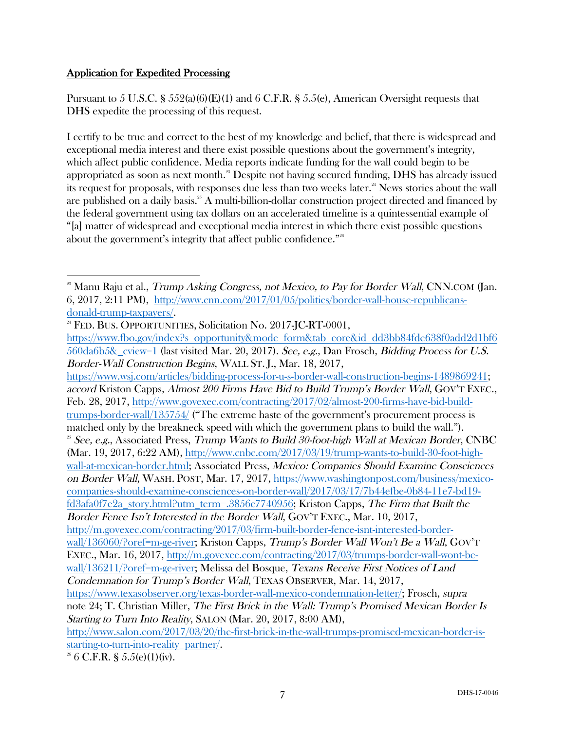**Application for Expedited Processing**

Pursuant to 5 U.S.C. § 552(a)(6)(E)(1) and 6 C.F.R. § 5.5(e), American Oversight requests that DHS expedite the processing of this request.

I certify to be true and correct to the best of my knowledge and belief, that there is widespread and exceptional media interest and there exist possible questions about the government's integrity, which affect public confidence. Media reports indicate funding for the wall could begin to be appropriated as soon as next month.[23] Despite not having secured funding, DHS has already issued its request for proposals, with responses due less than two weeks later.[24] News stories about the wall are published on a daily basis.[25] A multi-billion-dollar construction project directed and financed by the federal government using tax dollars on an accelerated timeline is a quintessential example of "[a] matter of widespread and exceptional media interest in which there exist possible questions about the government's integrity that affect public confidence."[26]

---

[23] Manu Raju et al., *Trump Asking Congress, not Mexico, to Pay for Border Wall*, CNN.COM (Jan. 6, 2017, 2:11 PM), http://www.cnn.com/2017/01/05/politics/border-wall-house-republicans-donald-trump-taxpayers/.

[24] FED. BUS. OPPORTUNITIES, Solicitation No. 2017-JC-RT-0001, https://www.fbo.gov/index?s=opportunity&mode=form&tab=core&id=dd3bb84fde638f0add2d1bf6560da6b5&_cview=1 (last visited Mar. 20, 2017). *See, e.g.*, Dan Frosch, *Bidding Process for U.S. Border-Wall Construction Begins*, WALL ST. J., Mar. 18, 2017, https://www.wsj.com/articles/bidding-process-for-u-s-border-wall-construction-begins-1489869241; *accord* Kriston Capps, *Almost 200 Firms Have Bid to Build Trump's Border Wall*, GOV'T EXEC., Feb. 28, 2017, http://www.govexec.com/contracting/2017/02/almost-200-firms-have-bid-build-trumps-border-wall/135754/ ("The extreme haste of the government's procurement process is matched only by the breakneck speed with which the government plans to build the wall.").

[25] *See, e.g.*, Associated Press, *Trump Wants to Build 30-foot-high Wall at Mexican Border*, CNBC (Mar. 19, 2017, 6:22 AM), http://www.cnbc.com/2017/03/19/trump-wants-to-build-30-foot-high-wall-at-mexican-border.html; Associated Press, *Mexico: Companies Should Examine Consciences on Border Wall*, WASH. POST, Mar. 17, 2017, https://www.washingtonpost.com/business/mexico-companies-should-examine-consciences-on-border-wall/2017/03/17/7b44efbe-0b84-11e7-bd19-fd3afa0f7e2a_story.html?utm_term=.3856c7740956; Kriston Capps, *The Firm that Built the Border Fence Isn't Interested in the Border Wall*, GOV'T EXEC., Mar. 10, 2017, http://m.govexec.com/contracting/2017/03/firm-built-border-fence-isnt-interested-border-wall/136060/?oref=m-ge-river; Kriston Capps, *Trump's Border Wall Won't Be a Wall*, GOV'T EXEC., Mar. 16, 2017, http://m.govexec.com/contracting/2017/03/trumps-border-wall-wont-be-wall/136211/?oref=m-ge-river; Melissa del Bosque, *Texans Receive First Notices of Land Condemnation for Trump's Border Wall*, TEXAS OBSERVER, Mar. 14, 2017, https://www.texasobserver.org/texas-border-wall-mexico-condemnation-letter/; Frosch, *supra* note 24; T. Christian Miller, *The First Brick in the Wall: Trump's Promised Mexican Border Is Starting to Turn Into Reality*, SALON (Mar. 20, 2017, 8:00 AM), http://www.salon.com/2017/03/20/the-first-brick-in-the-wall-trumps-promised-mexican-border-is-starting-to-turn-into-reality_partner/.

[26] 6 C.F.R. § 5.5(e)(1)(iv).

DHS-17-0046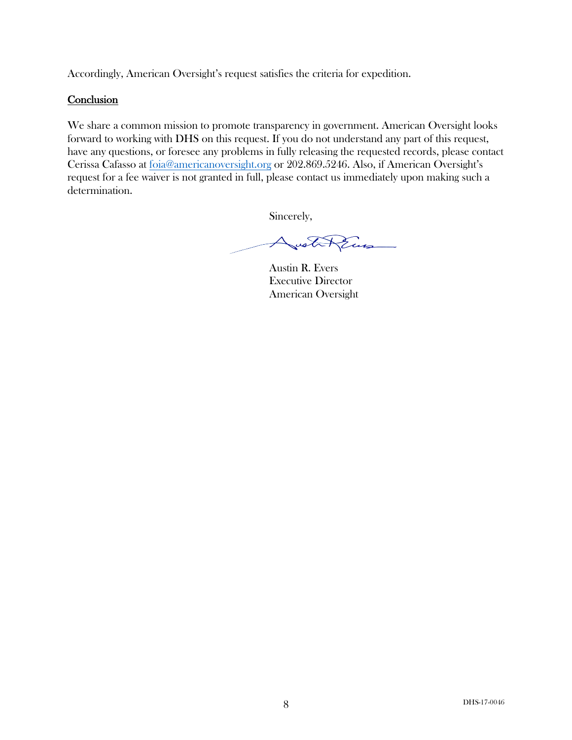Accordingly, American Oversight's request satisfies the criteria for expedition.

## Conclusion

We share a common mission to promote transparency in government. American Oversight looks forward to working with DHS on this request. If you do not understand any part of this request, have any questions, or foresee any problems in fully releasing the requested records, please contact Cerissa Cafasso at foia@americanoversight.org or 202.869.5246. Also, if American Oversight's request for a fee waiver is not granted in full, please contact us immediately upon making such a determination.

Sincerely,

Austin R. Evers
Executive Director
American Oversight

DHS-17-0046